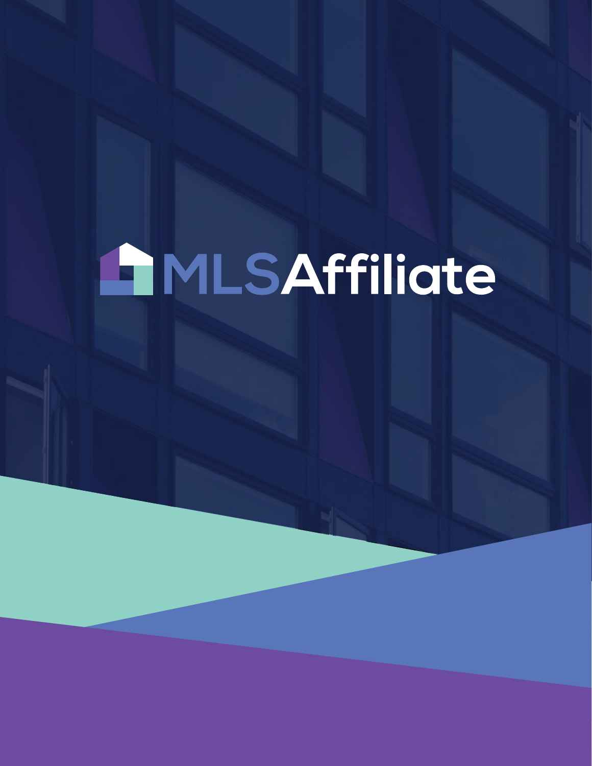# MLSAffiliate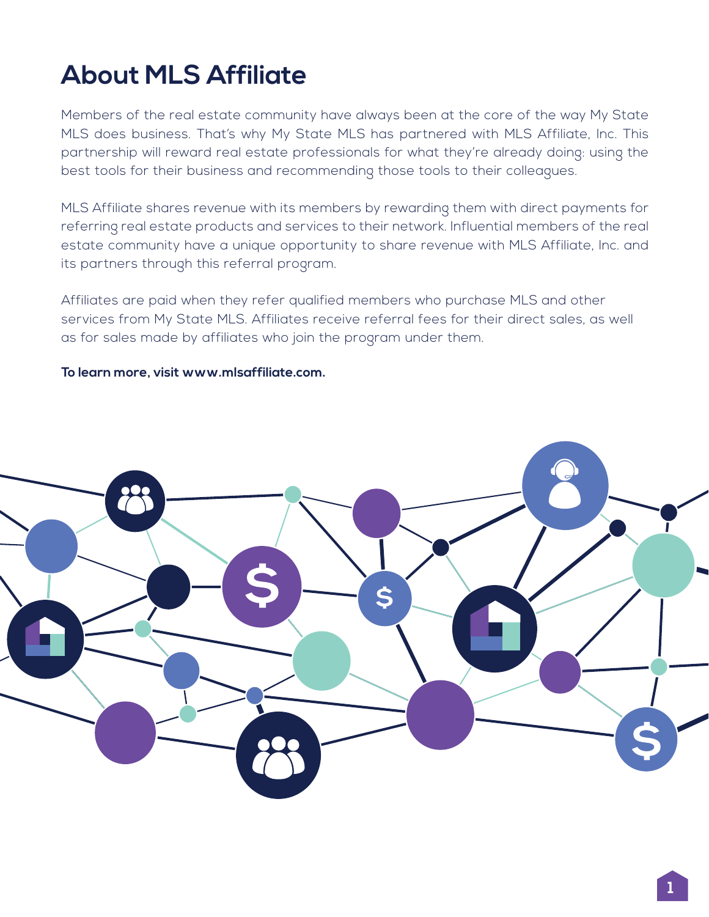# About MLS Affiliate

Members of the real estate community have always been at the core of the way My State MLS does business. That's why My State MLS has partnered with MLS Affiliate, Inc. This partnership will reward real estate professionals for what they're already doing: using the best tools for their business and recommending those tools to their colleagues.

MLS Affiliate shares revenue with its members by rewarding them with direct payments for referring real estate products and services to their network. Influential members of the real estate community have a unique opportunity to share revenue with MLS Affiliate, Inc. and its partners through this referral program.

Affiliates are paid when they refer qualified members who purchase MLS and other services from My State MLS. Affiliates receive referral fees for their direct sales, as well as for sales made by affiliates who join the program under them.

**To learn more, visit www.mlsaffiliate.com.**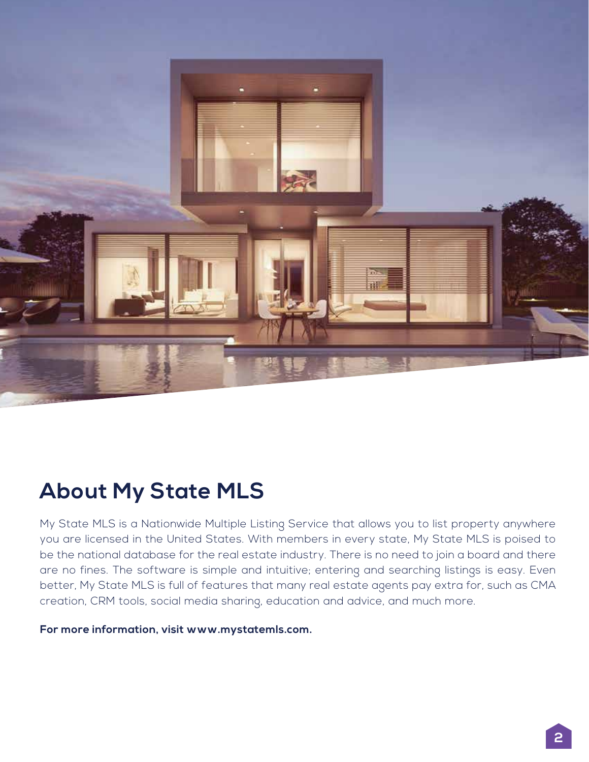## About My State MLS

My State MLS is a Nationwide Multiple Listing Service that allows you to list property anywhere you are licensed in the United States. With members in every state, My State MLS is poised to be the national database for the real estate industry. There is no need to join a board and there are no fines. The software is simple and intuitive; entering and searching listings is easy. Even better, My State MLS is full of features that many real estate agents pay extra for, such as CMA creation, CRM tools, social media sharing, education and advice, and much more.

**For more information, visit www.mystatemls.com.**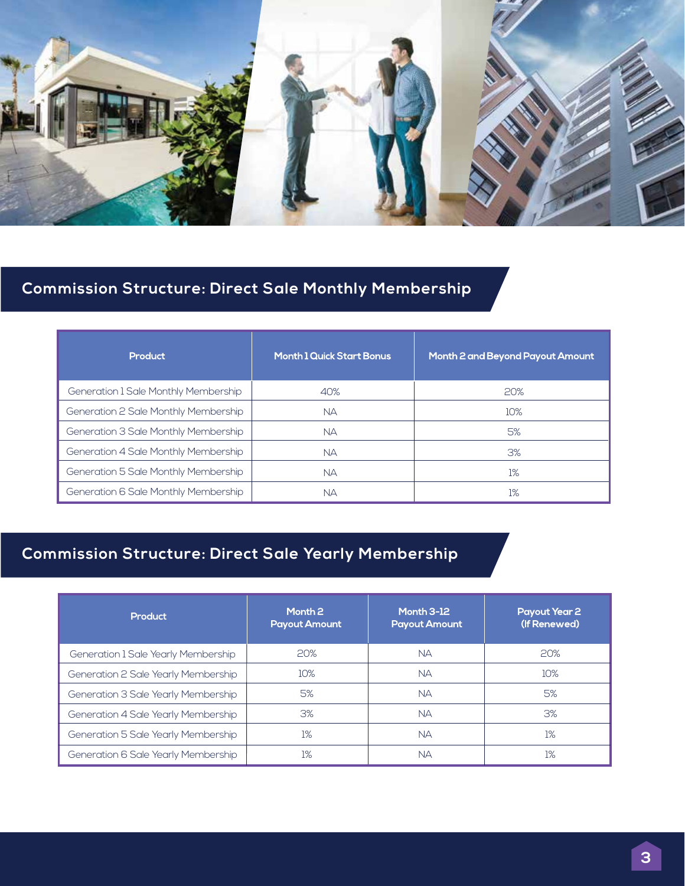## Commission Structure: Direct Sale Monthly Membership

| Product | Month 1 Quick Start Bonus | Month 2 and Beyond Payout Amount |
|---|---|---|
| Generation 1 Sale Monthly Membership | 40% | 20% |
| Generation 2 Sale Monthly Membership | NA | 10% |
| Generation 3 Sale Monthly Membership | NA | 5% |
| Generation 4 Sale Monthly Membership | NA | 3% |
| Generation 5 Sale Monthly Membership | NA | 1% |
| Generation 6 Sale Monthly Membership | NA | 1% |

## Commission Structure: Direct Sale Yearly Membership

| Product | Month 2 Payout Amount | Month 3-12 Payout Amount | Payout Year 2 (If Renewed) |
|---|---|---|---|
| Generation 1 Sale Yearly Membership | 20% | NA | 20% |
| Generation 2 Sale Yearly Membership | 10% | NA | 10% |
| Generation 3 Sale Yearly Membership | 5% | NA | 5% |
| Generation 4 Sale Yearly Membership | 3% | NA | 3% |
| Generation 5 Sale Yearly Membership | 1% | NA | 1% |
| Generation 6 Sale Yearly Membership | 1% | NA | 1% |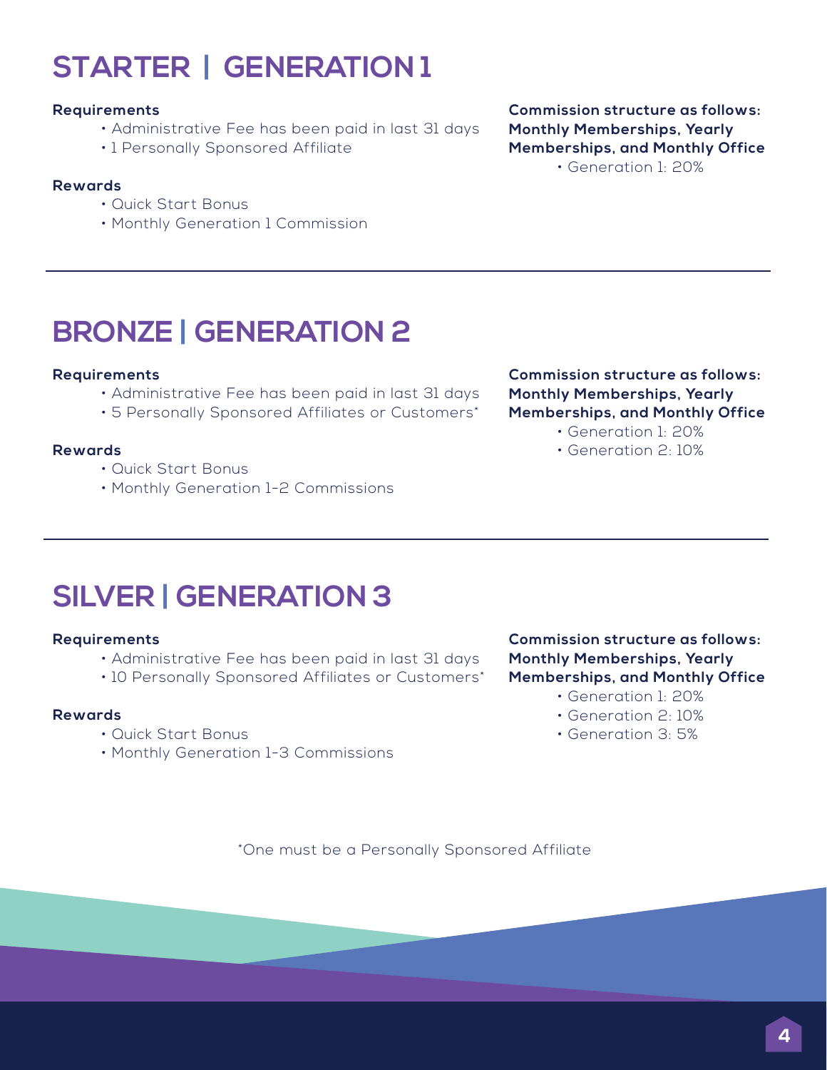# STARTER | GENERATION 1

**Requirements**

- Administrative Fee has been paid in last 31 days
- 1 Personally Sponsored Affiliate

**Rewards**

- Quick Start Bonus
- Monthly Generation 1 Commission

**Commission structure as follows: Monthly Memberships, Yearly Memberships, and Monthly Office**

- Generation 1: 20%

---

# BRONZE | GENERATION 2

**Requirements**

- Administrative Fee has been paid in last 31 days
- 5 Personally Sponsored Affiliates or Customers*

**Rewards**

- Quick Start Bonus
- Monthly Generation 1-2 Commissions

**Commission structure as follows: Monthly Memberships, Yearly Memberships, and Monthly Office**

- Generation 1: 20%
- Generation 2: 10%

---

# SILVER | GENERATION 3

**Requirements**

- Administrative Fee has been paid in last 31 days
- 10 Personally Sponsored Affiliates or Customers*

**Rewards**

- Quick Start Bonus
- Monthly Generation 1-3 Commissions

**Commission structure as follows: Monthly Memberships, Yearly Memberships, and Monthly Office**

- Generation 1: 20%
- Generation 2: 10%
- Generation 3: 5%

*One must be a Personally Sponsored Affiliate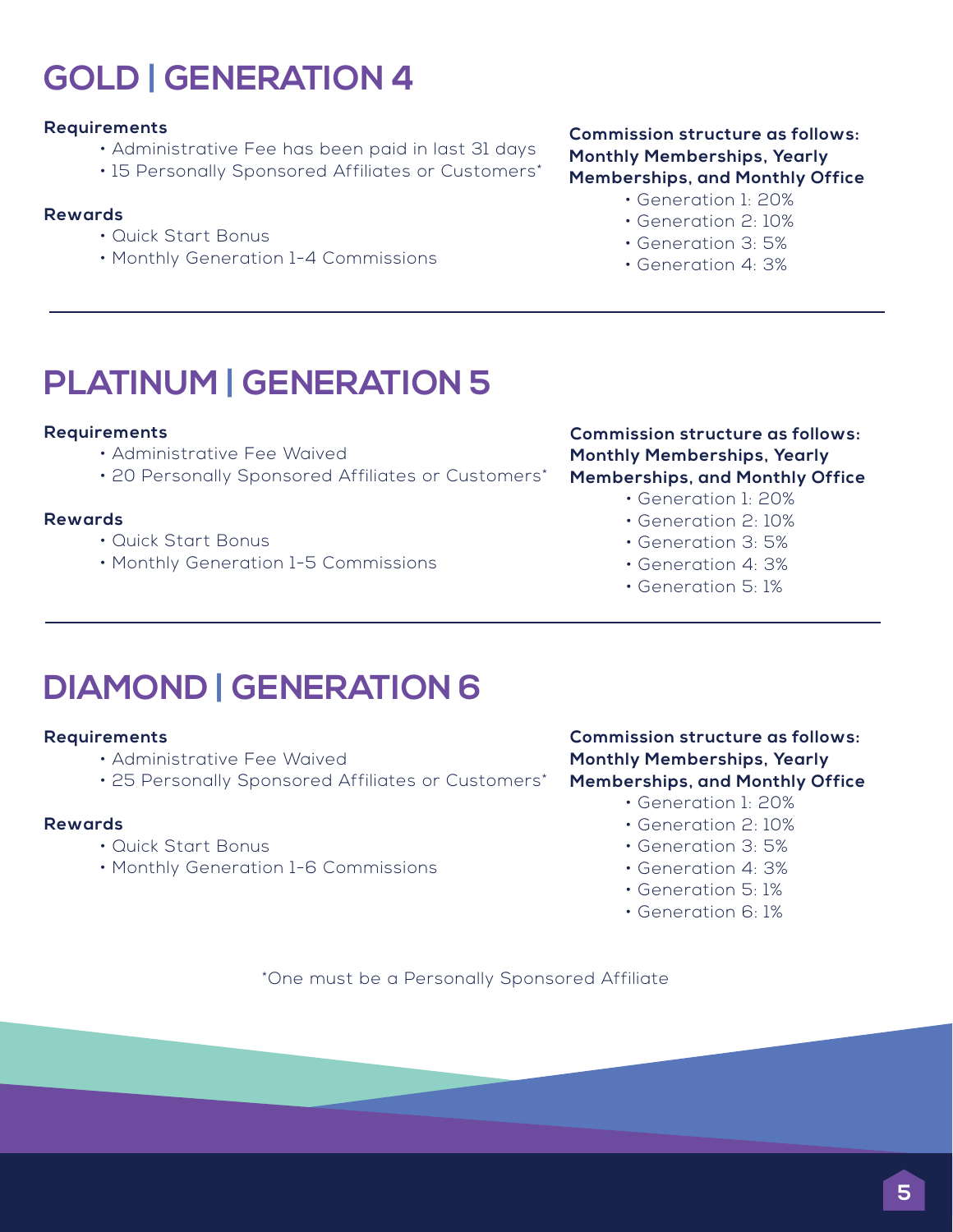# GOLD | GENERATION 4

**Requirements**

- Administrative Fee has been paid in last 31 days
- 15 Personally Sponsored Affiliates or Customers*

**Rewards**

- Quick Start Bonus
- Monthly Generation 1-4 Commissions

**Commission structure as follows: Monthly Memberships, Yearly Memberships, and Monthly Office**

- Generation 1: 20%
- Generation 2: 10%
- Generation 3: 5%
- Generation 4: 3%

---

# PLATINUM | GENERATION 5

**Requirements**

- Administrative Fee Waived
- 20 Personally Sponsored Affiliates or Customers*

**Rewards**

- Quick Start Bonus
- Monthly Generation 1-5 Commissions

**Commission structure as follows: Monthly Memberships, Yearly Memberships, and Monthly Office**

- Generation 1: 20%
- Generation 2: 10%
- Generation 3: 5%
- Generation 4: 3%
- Generation 5: 1%

---

# DIAMOND | GENERATION 6

**Requirements**

- Administrative Fee Waived
- 25 Personally Sponsored Affiliates or Customers*

**Rewards**

- Quick Start Bonus
- Monthly Generation 1-6 Commissions

**Commission structure as follows: Monthly Memberships, Yearly Memberships, and Monthly Office**

- Generation 1: 20%
- Generation 2: 10%
- Generation 3: 5%
- Generation 4: 3%
- Generation 5: 1%
- Generation 6: 1%

*One must be a Personally Sponsored Affiliate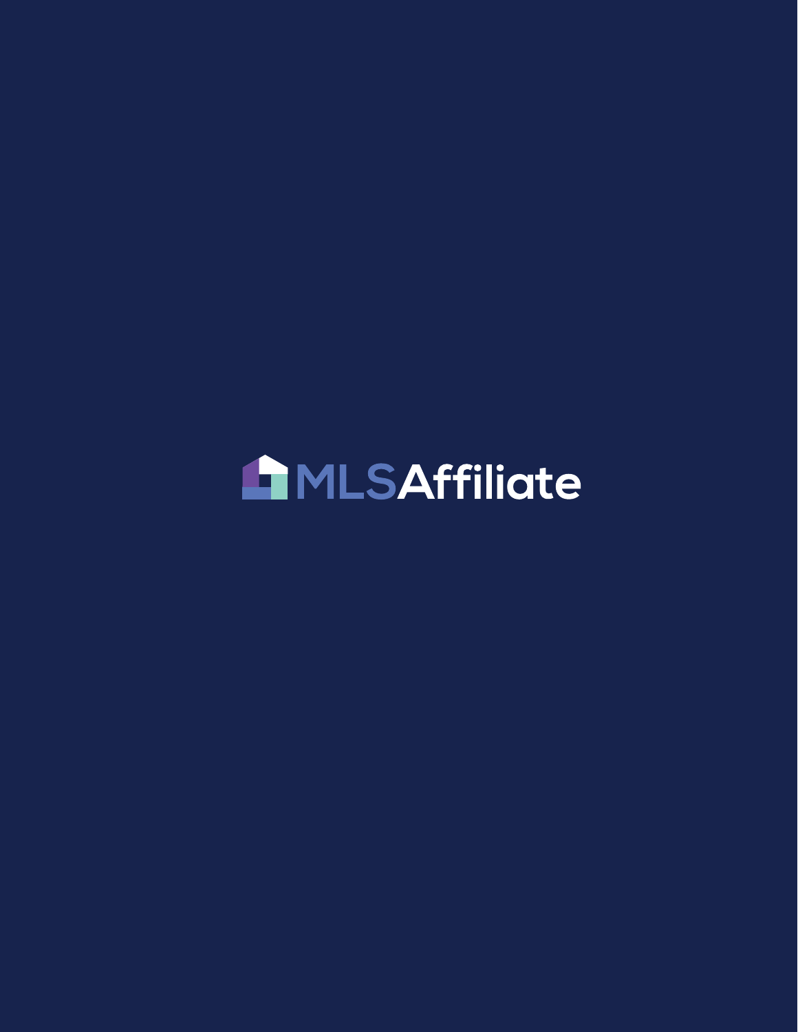MLSAffiliate